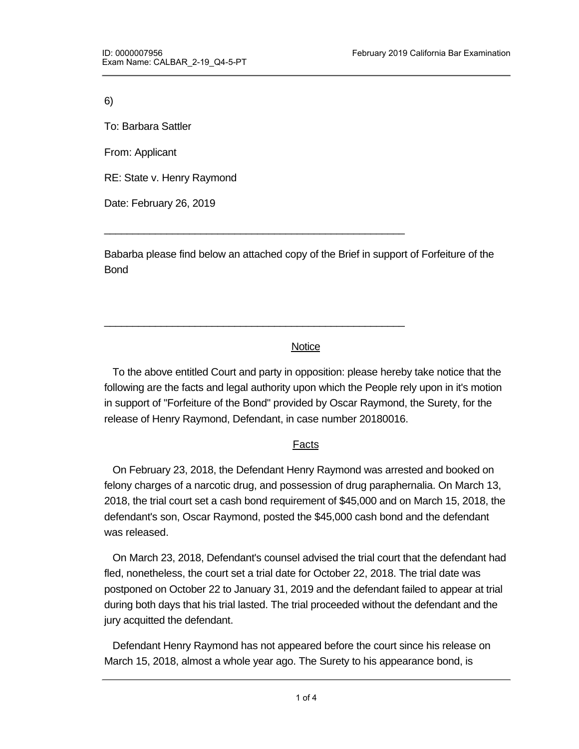6)

To: Barbara Sattler

From: Applicant

RE: State v. Henry Raymond

Date: February 26, 2019

---

Babarba please find below an attached copy of the Brief in support of Forfeiture of the Bond

---

Notice

To the above entitled Court and party in opposition: please hereby take notice that the following are the facts and legal authority upon which the People rely upon in it's motion in support of "Forfeiture of the Bond" provided by Oscar Raymond, the Surety, for the release of Henry Raymond, Defendant, in case number 20180016.

Facts

On February 23, 2018, the Defendant Henry Raymond was arrested and booked on felony charges of a narcotic drug, and possession of drug paraphernalia. On March 13, 2018, the trial court set a cash bond requirement of $45,000 and on March 15, 2018, the defendant's son, Oscar Raymond, posted the $45,000 cash bond and the defendant was released.

On March 23, 2018, Defendant's counsel advised the trial court that the defendant had fled, nonetheless, the court set a trial date for October 22, 2018. The trial date was postponed on October 22 to January 31, 2019 and the defendant failed to appear at trial during both days that his trial lasted. The trial proceeded without the defendant and the jury acquitted the defendant.

Defendant Henry Raymond has not appeared before the court since his release on March 15, 2018, almost a whole year ago. The Surety to his appearance bond, is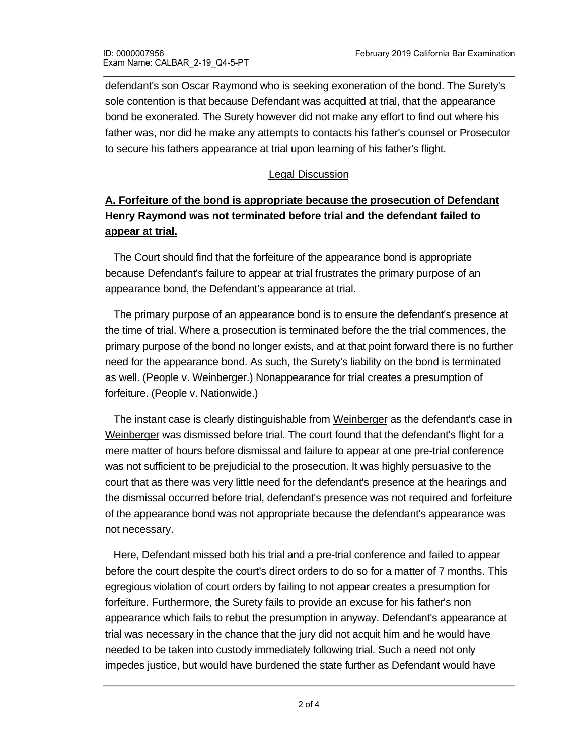defendant's son Oscar Raymond who is seeking exoneration of the bond. The Surety's sole contention is that because Defendant was acquitted at trial, that the appearance bond be exonerated. The Surety however did not make any effort to find out where his father was, nor did he make any attempts to contacts his father's counsel or Prosecutor to secure his fathers appearance at trial upon learning of his father's flight.

<u>Legal Discussion</u>

**<u>A. Forfeiture of the bond is appropriate because the prosecution of Defendant Henry Raymond was not terminated before trial and the defendant failed to appear at trial.</u>**

The Court should find that the forfeiture of the appearance bond is appropriate because Defendant's failure to appear at trial frustrates the primary purpose of an appearance bond, the Defendant's appearance at trial.

The primary purpose of an appearance bond is to ensure the defendant's presence at the time of trial. Where a prosecution is terminated before the the trial commences, the primary purpose of the bond no longer exists, and at that point forward there is no further need for the appearance bond. As such, the Surety's liability on the bond is terminated as well. (People v. Weinberger.) Nonappearance for trial creates a presumption of forfeiture. (People v. Nationwide.)

The instant case is clearly distinguishable from <u>Weinberger</u> as the defendant's case in <u>Weinberger</u> was dismissed before trial. The court found that the defendant's flight for a mere matter of hours before dismissal and failure to appear at one pre-trial conference was not sufficient to be prejudicial to the prosecution. It was highly persuasive to the court that as there was very little need for the defendant's presence at the hearings and the dismissal occurred before trial, defendant's presence was not required and forfeiture of the appearance bond was not appropriate because the defendant's appearance was not necessary.

Here, Defendant missed both his trial and a pre-trial conference and failed to appear before the court despite the court's direct orders to do so for a matter of 7 months. This egregious violation of court orders by failing to not appear creates a presumption for forfeiture. Furthermore, the Surety fails to provide an excuse for his father's non appearance which fails to rebut the presumption in anyway. Defendant's appearance at trial was necessary in the chance that the jury did not acquit him and he would have needed to be taken into custody immediately following trial. Such a need not only impedes justice, but would have burdened the state further as Defendant would have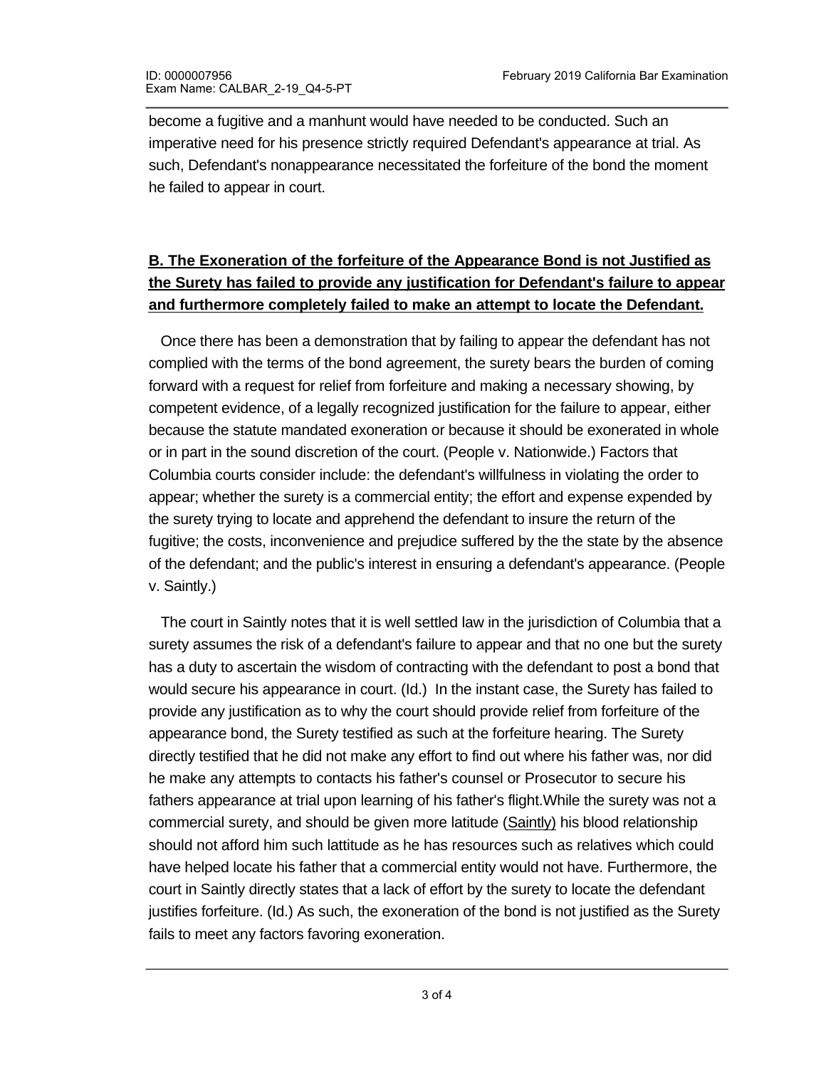become a fugitive and a manhunt would have needed to be conducted. Such an imperative need for his presence strictly required Defendant's appearance at trial. As such, Defendant's nonappearance necessitated the forfeiture of the bond the moment he failed to appear in court.

**B. The Exoneration of the forfeiture of the Appearance Bond is not Justified as the Surety has failed to provide any justification for Defendant's failure to appear and furthermore completely failed to make an attempt to locate the Defendant.**

Once there has been a demonstration that by failing to appear the defendant has not complied with the terms of the bond agreement, the surety bears the burden of coming forward with a request for relief from forfeiture and making a necessary showing, by competent evidence, of a legally recognized justification for the failure to appear, either because the statute mandated exoneration or because it should be exonerated in whole or in part in the sound discretion of the court. (People v. Nationwide.) Factors that Columbia courts consider include: the defendant's willfulness in violating the order to appear; whether the surety is a commercial entity; the effort and expense expended by the surety trying to locate and apprehend the defendant to insure the return of the fugitive; the costs, inconvenience and prejudice suffered by the the state by the absence of the defendant; and the public's interest in ensuring a defendant's appearance. (People v. Saintly.)

The court in Saintly notes that it is well settled law in the jurisdiction of Columbia that a surety assumes the risk of a defendant's failure to appear and that no one but the surety has a duty to ascertain the wisdom of contracting with the defendant to post a bond that would secure his appearance in court. (Id.) In the instant case, the Surety has failed to provide any justification as to why the court should provide relief from forfeiture of the appearance bond, the Surety testified as such at the forfeiture hearing. The Surety directly testified that he did not make any effort to find out where his father was, nor did he make any attempts to contacts his father's counsel or Prosecutor to secure his fathers appearance at trial upon learning of his father's flight.While the surety was not a commercial surety, and should be given more latitude (Saintly) his blood relationship should not afford him such lattitude as he has resources such as relatives which could have helped locate his father that a commercial entity would not have. Furthermore, the court in Saintly directly states that a lack of effort by the surety to locate the defendant justifies forfeiture. (Id.) As such, the exoneration of the bond is not justified as the Surety fails to meet any factors favoring exoneration.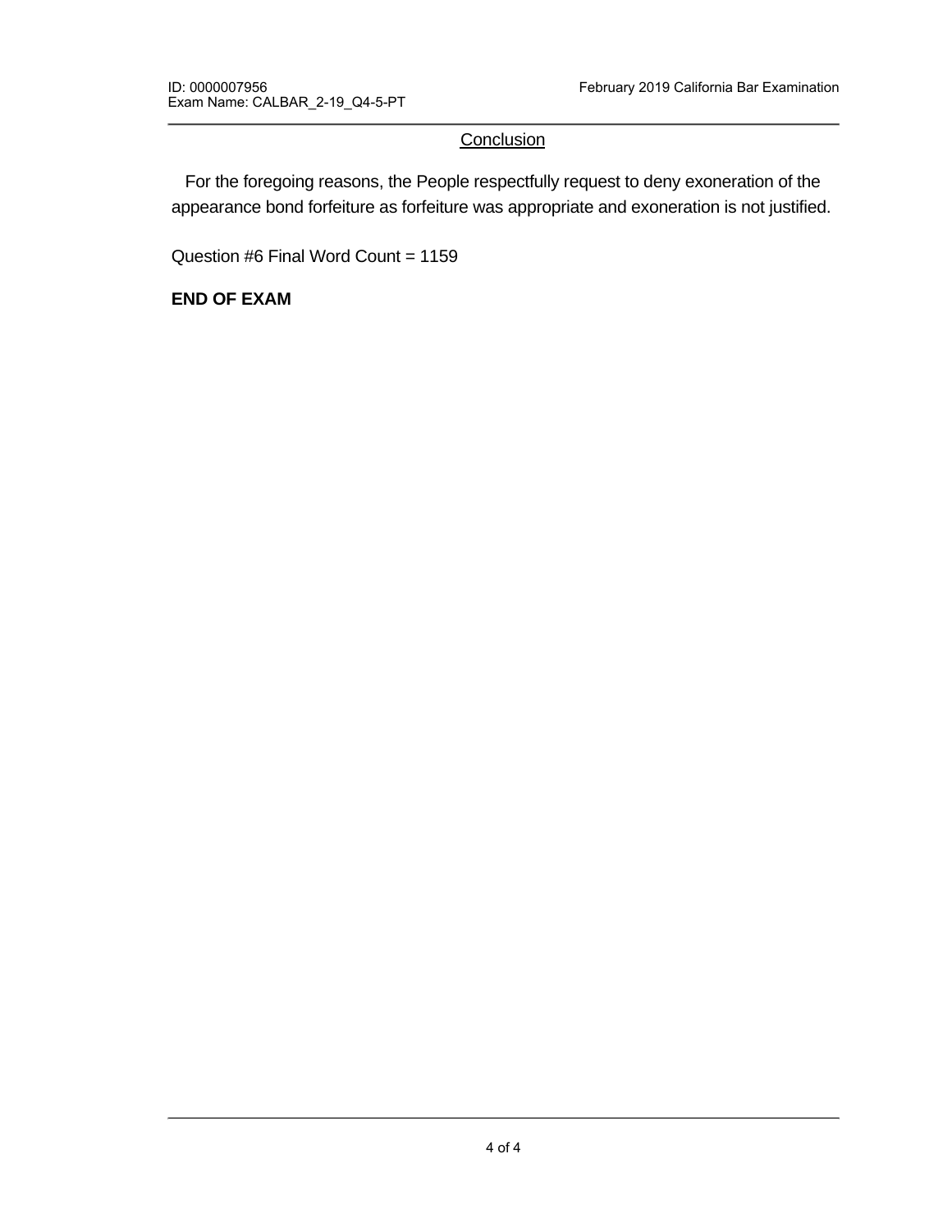## Conclusion

For the foregoing reasons, the People respectfully request to deny exoneration of the appearance bond forfeiture as forfeiture was appropriate and exoneration is not justified.

Question #6 Final Word Count = 1159

**END OF EXAM**